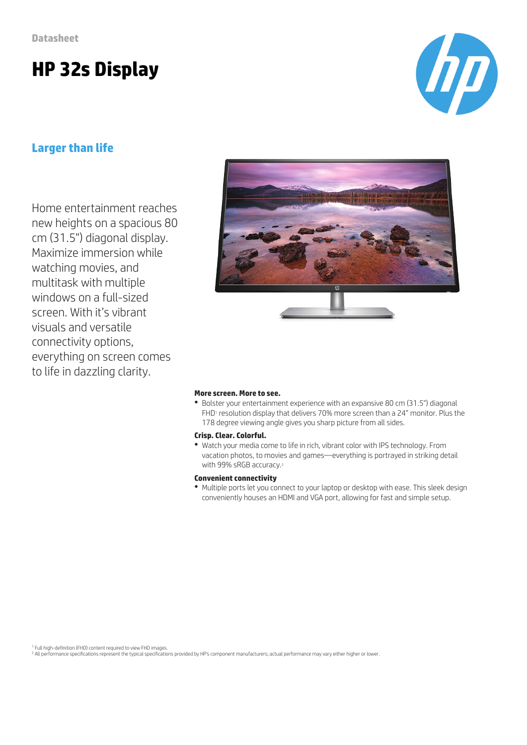Datasheet

# HP 32s Display

## Larger than life

Home entertainment reaches new heights on a spacious 80 cm (31.5") diagonal display. Maximize immersion while watching movies, and multitask with multiple windows on a full-sized screen. With it's vibrant visuals and versatile connectivity options, everything on screen comes to life in dazzling clarity.

**More screen. More to see.**

- Bolster your entertainment experience with an expansive 80 cm (31.5") diagonal FHD[1] resolution display that delivers 70% more screen than a 24" monitor. Plus the 178 degree viewing angle gives you sharp picture from all sides.

**Crisp. Clear. Colorful.**

- Watch your media come to life in rich, vibrant color with IPS technology. From vacation photos, to movies and games—everything is portrayed in striking detail with 99% sRGB accuracy.[2]

**Convenient connectivity**

- Multiple ports let you connect to your laptop or desktop with ease. This sleek design conveniently houses an HDMI and VGA port, allowing for fast and simple setup.

[1] Full high-definition (FHD) content required to view FHD images.
[2] All performance specifications represent the typical specifications provided by HP's component manufacturers; actual performance may vary either higher or lower.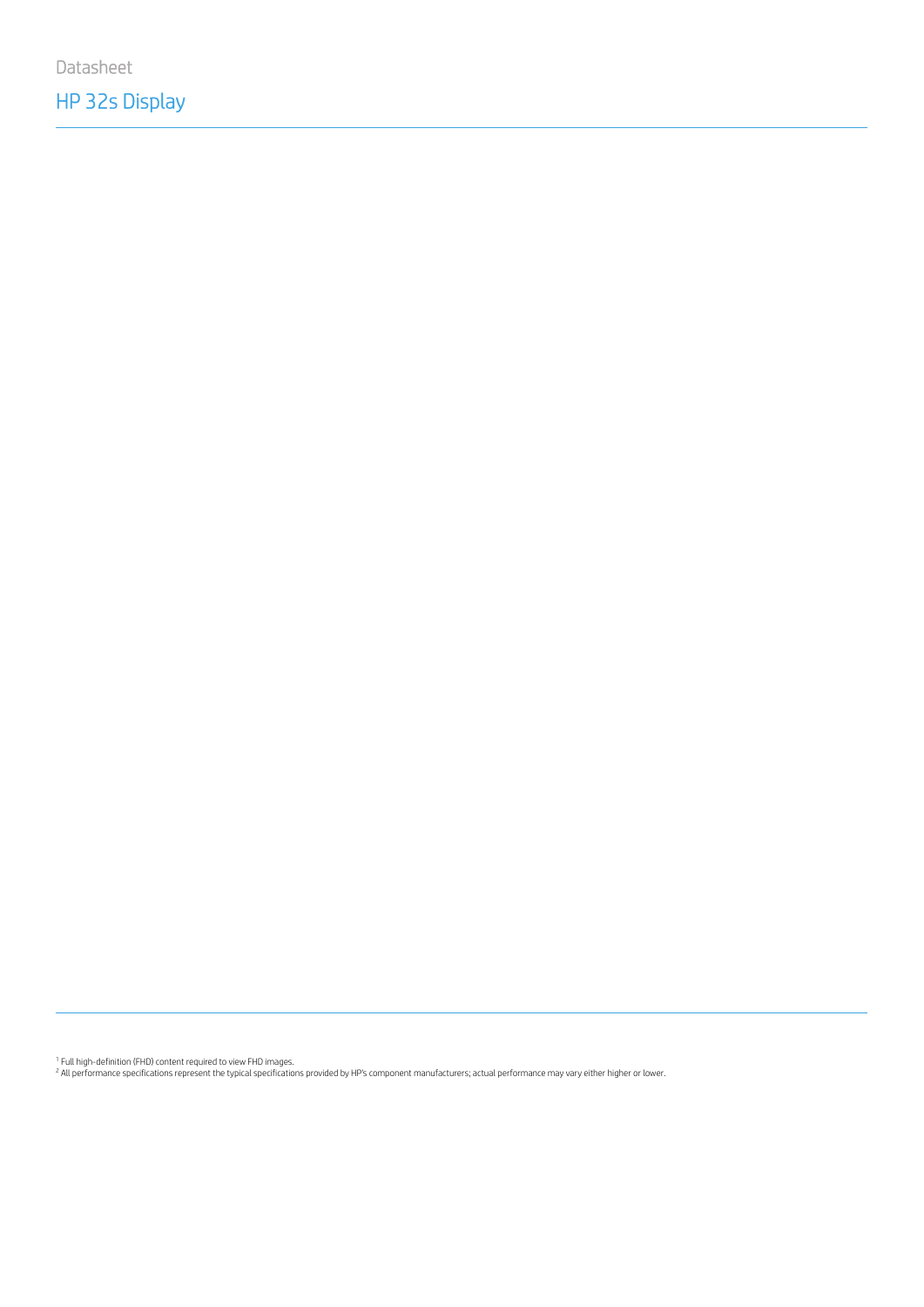Datasheet

# HP 32s Display

[1] Full high-definition (FHD) content required to view FHD images.
[2] All performance specifications represent the typical specifications provided by HP's component manufacturers; actual performance may vary either higher or lower.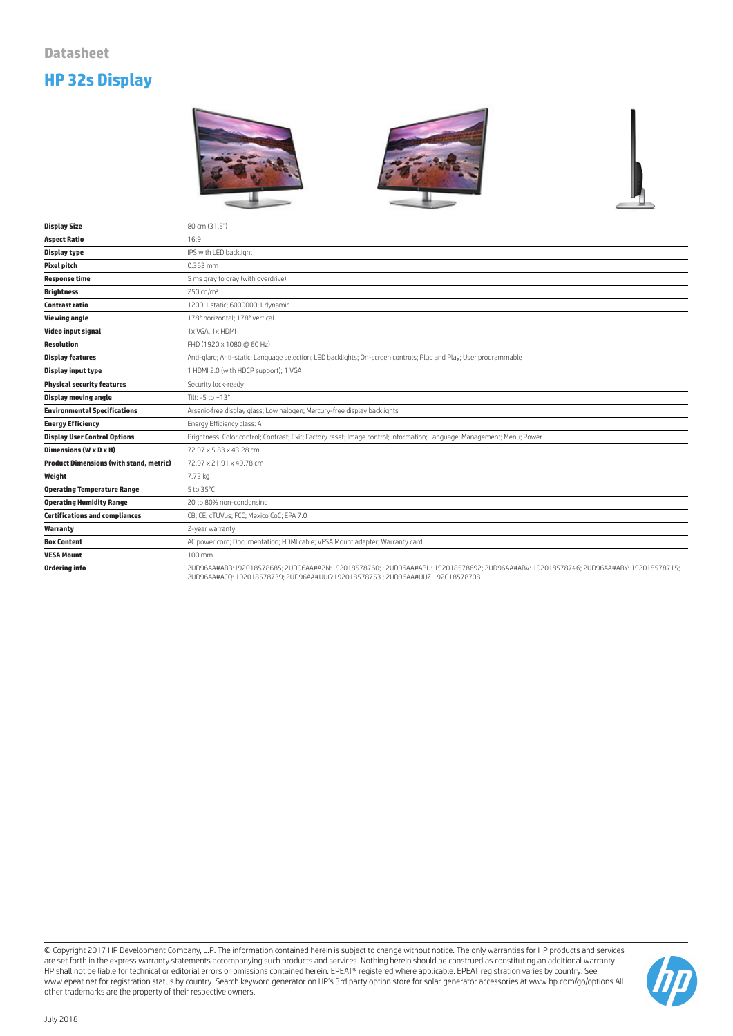Datasheet

# HP 32s Display

| | |
|---|---|
| **Display Size** | 80 cm (31.5") |
| **Aspect Ratio** | 16:9 |
| **Display type** | IPS with LED backlight |
| **Pixel pitch** | 0.363 mm |
| **Response time** | 5 ms gray to gray (with overdrive) |
| **Brightness** | 250 cd/m² |
| **Contrast ratio** | 1200:1 static; 6000000:1 dynamic |
| **Viewing angle** | 178° horizontal; 178° vertical |
| **Video input signal** | 1x VGA, 1x HDMI |
| **Resolution** | FHD (1920 x 1080 @ 60 Hz) |
| **Display features** | Anti-glare; Anti-static; Language selection; LED backlights; On-screen controls; Plug and Play; User programmable |
| **Display input type** | 1 HDMI 2.0 (with HDCP support); 1 VGA |
| **Physical security features** | Security lock-ready |
| **Display moving angle** | Tilt: -5 to +13° |
| **Environmental Specifications** | Arsenic-free display glass; Low halogen; Mercury-free display backlights |
| **Energy Efficiency** | Energy Efficiency class: A |
| **Display User Control Options** | Brightness; Color control; Contrast; Exit; Factory reset; Image control; Information; Language; Management; Menu; Power |
| **Dimensions (W x D x H)** | 72.97 x 5.83 x 43.28 cm |
| **Product Dimensions (with stand, metric)** | 72.97 x 21.91 x 49.78 cm |
| **Weight** | 7.72 kg |
| **Operating Temperature Range** | 5 to 35°C |
| **Operating Humidity Range** | 20 to 80% non-condensing |
| **Certifications and compliances** | CB; CE; cTUVus; FCC; Mexico CoC; EPA 7.0 |
| **Warranty** | 2-year warranty |
| **Box Content** | AC power cord; Documentation; HDMI cable; VESA Mount adapter; Warranty card |
| **VESA Mount** | 100 mm |
| **Ordering info** | 2UD96AA#ABB:192018578685; 2UD96AA#A2N:192018578760; ; 2UD96AA#ABU: 192018578692; 2UD96AA#ABV: 192018578746; 2UD96AA#ABY: 192018578715; 2UD96AA#ACQ: 192018578739; 2UD96AA#UUG:192018578753 ; 2UD96AA#UUZ:192018578708 |

© Copyright 2017 HP Development Company, L.P. The information contained herein is subject to change without notice. The only warranties for HP products and services are set forth in the express warranty statements accompanying such products and services. Nothing herein should be construed as constituting an additional warranty. HP shall not be liable for technical or editorial errors or omissions contained herein. EPEAT® registered where applicable. EPEAT registration varies by country. See www.epeat.net for registration status by country. Search keyword generator on HP's 3rd party option store for solar generator accessories at www.hp.com/go/options All other trademarks are the property of their respective owners.

July 2018